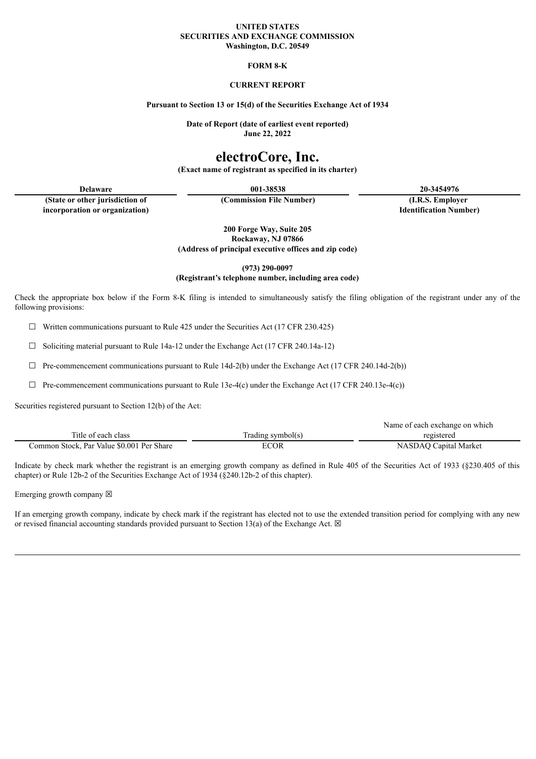**UNITED STATES**
**SECURITIES AND EXCHANGE COMMISSION**
**Washington, D.C. 20549**

**FORM 8-K**

**CURRENT REPORT**

**Pursuant to Section 13 or 15(d) of the Securities Exchange Act of 1934**

**Date of Report (date of earliest event reported)**
**June 22, 2022**

# electroCore, Inc.

**(Exact name of registrant as specified in its charter)**

| Delaware | 001-38538 | 20-3454976 |
|---|---|---|
| (State or other jurisdiction of incorporation or organization) | (Commission File Number) | (I.R.S. Employer Identification Number) |

**200 Forge Way, Suite 205**
**Rockaway, NJ 07866**
**(Address of principal executive offices and zip code)**

**(973) 290-0097**
**(Registrant's telephone number, including area code)**

Check the appropriate box below if the Form 8-K filing is intended to simultaneously satisfy the filing obligation of the registrant under any of the following provisions:

☐ Written communications pursuant to Rule 425 under the Securities Act (17 CFR 230.425)

☐ Soliciting material pursuant to Rule 14a-12 under the Exchange Act (17 CFR 240.14a-12)

☐ Pre-commencement communications pursuant to Rule 14d-2(b) under the Exchange Act (17 CFR 240.14d-2(b))

☐ Pre-commencement communications pursuant to Rule 13e-4(c) under the Exchange Act (17 CFR 240.13e-4(c))

Securities registered pursuant to Section 12(b) of the Act:

| Title of each class | Trading symbol(s) | Name of each exchange on which registered |
|---|---|---|
| Common Stock, Par Value $0.001 Per Share | ECOR | NASDAQ Capital Market |

Indicate by check mark whether the registrant is an emerging growth company as defined in Rule 405 of the Securities Act of 1933 (§230.405 of this chapter) or Rule 12b-2 of the Securities Exchange Act of 1934 (§240.12b-2 of this chapter).

Emerging growth company ☒

If an emerging growth company, indicate by check mark if the registrant has elected not to use the extended transition period for complying with any new or revised financial accounting standards provided pursuant to Section 13(a) of the Exchange Act. ☒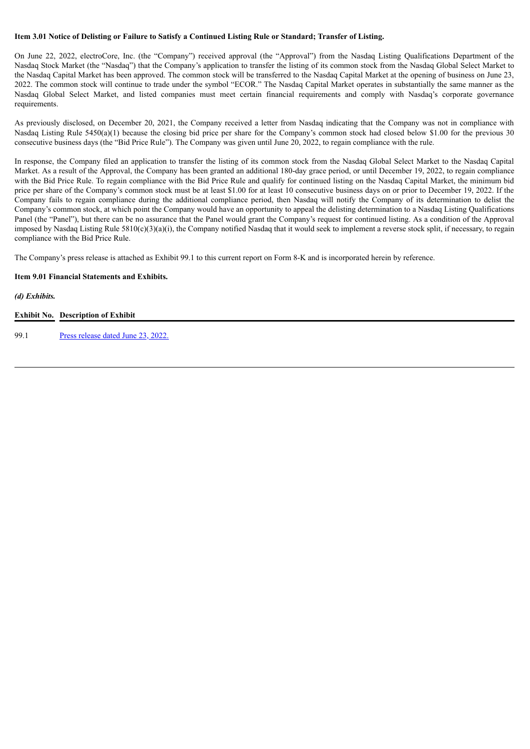**Item 3.01 Notice of Delisting or Failure to Satisfy a Continued Listing Rule or Standard; Transfer of Listing.**

On June 22, 2022, electroCore, Inc. (the "Company") received approval (the "Approval") from the Nasdaq Listing Qualifications Department of the Nasdaq Stock Market (the "Nasdaq") that the Company's application to transfer the listing of its common stock from the Nasdaq Global Select Market to the Nasdaq Capital Market has been approved. The common stock will be transferred to the Nasdaq Capital Market at the opening of business on June 23, 2022. The common stock will continue to trade under the symbol "ECOR." The Nasdaq Capital Market operates in substantially the same manner as the Nasdaq Global Select Market, and listed companies must meet certain financial requirements and comply with Nasdaq's corporate governance requirements.

As previously disclosed, on December 20, 2021, the Company received a letter from Nasdaq indicating that the Company was not in compliance with Nasdaq Listing Rule 5450(a)(1) because the closing bid price per share for the Company's common stock had closed below $1.00 for the previous 30 consecutive business days (the "Bid Price Rule"). The Company was given until June 20, 2022, to regain compliance with the rule.

In response, the Company filed an application to transfer the listing of its common stock from the Nasdaq Global Select Market to the Nasdaq Capital Market. As a result of the Approval, the Company has been granted an additional 180-day grace period, or until December 19, 2022, to regain compliance with the Bid Price Rule. To regain compliance with the Bid Price Rule and qualify for continued listing on the Nasdaq Capital Market, the minimum bid price per share of the Company's common stock must be at least $1.00 for at least 10 consecutive business days on or prior to December 19, 2022. If the Company fails to regain compliance during the additional compliance period, then Nasdaq will notify the Company of its determination to delist the Company's common stock, at which point the Company would have an opportunity to appeal the delisting determination to a Nasdaq Listing Qualifications Panel (the "Panel"), but there can be no assurance that the Panel would grant the Company's request for continued listing. As a condition of the Approval imposed by Nasdaq Listing Rule 5810(c)(3)(a)(i), the Company notified Nasdaq that it would seek to implement a reverse stock split, if necessary, to regain compliance with the Bid Price Rule.

The Company's press release is attached as Exhibit 99.1 to this current report on Form 8-K and is incorporated herein by reference.

**Item 9.01 Financial Statements and Exhibits.**

***(d) Exhibits.***

| Exhibit No. | Description of Exhibit |
| --- | --- |
| 99.1 | Press release dated June 23, 2022. |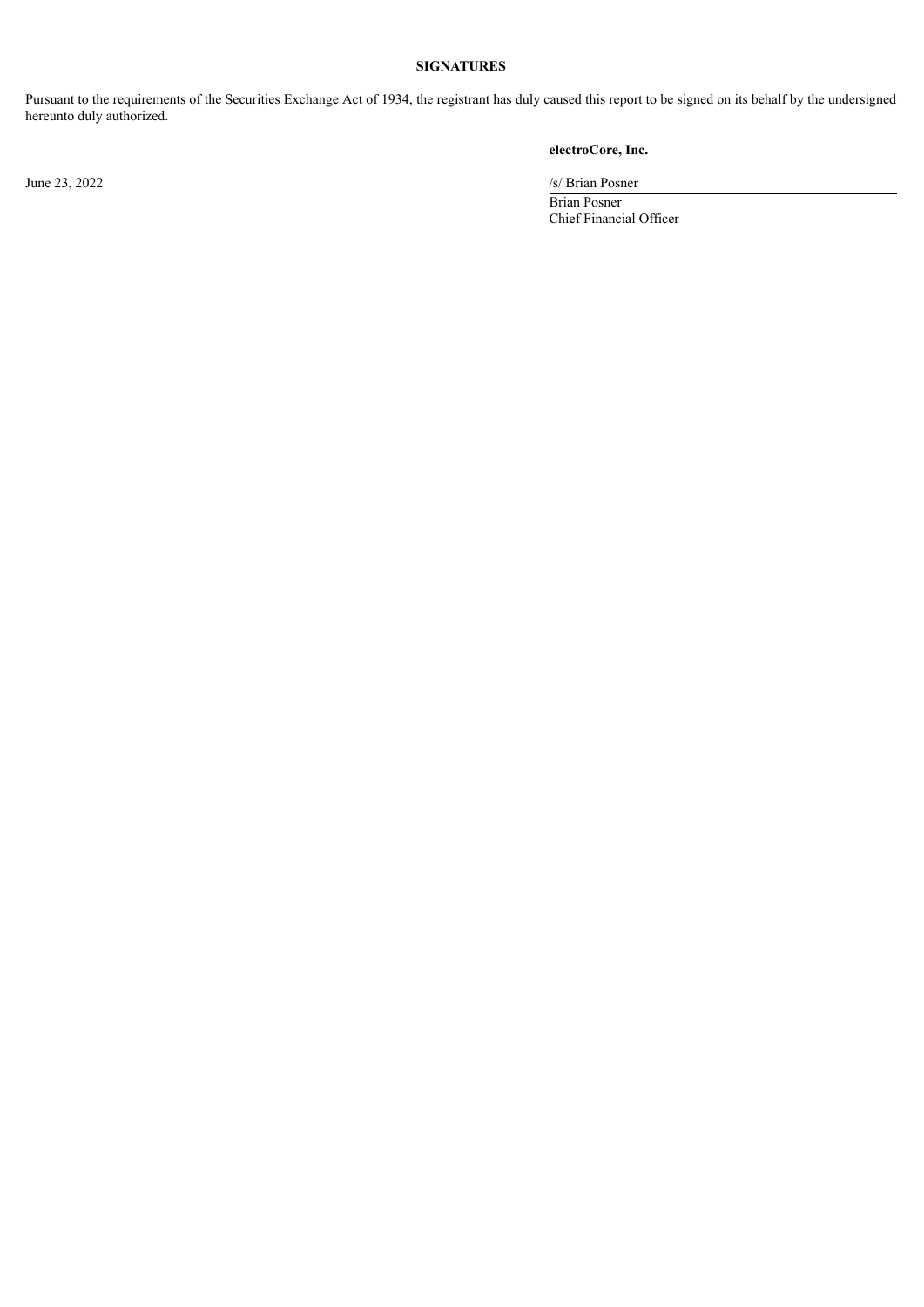**SIGNATURES**

Pursuant to the requirements of the Securities Exchange Act of 1934, the registrant has duly caused this report to be signed on its behalf by the undersigned hereunto duly authorized.

**electroCore, Inc.**

June 23, 2022

/s/ Brian Posner

Brian Posner
Chief Financial Officer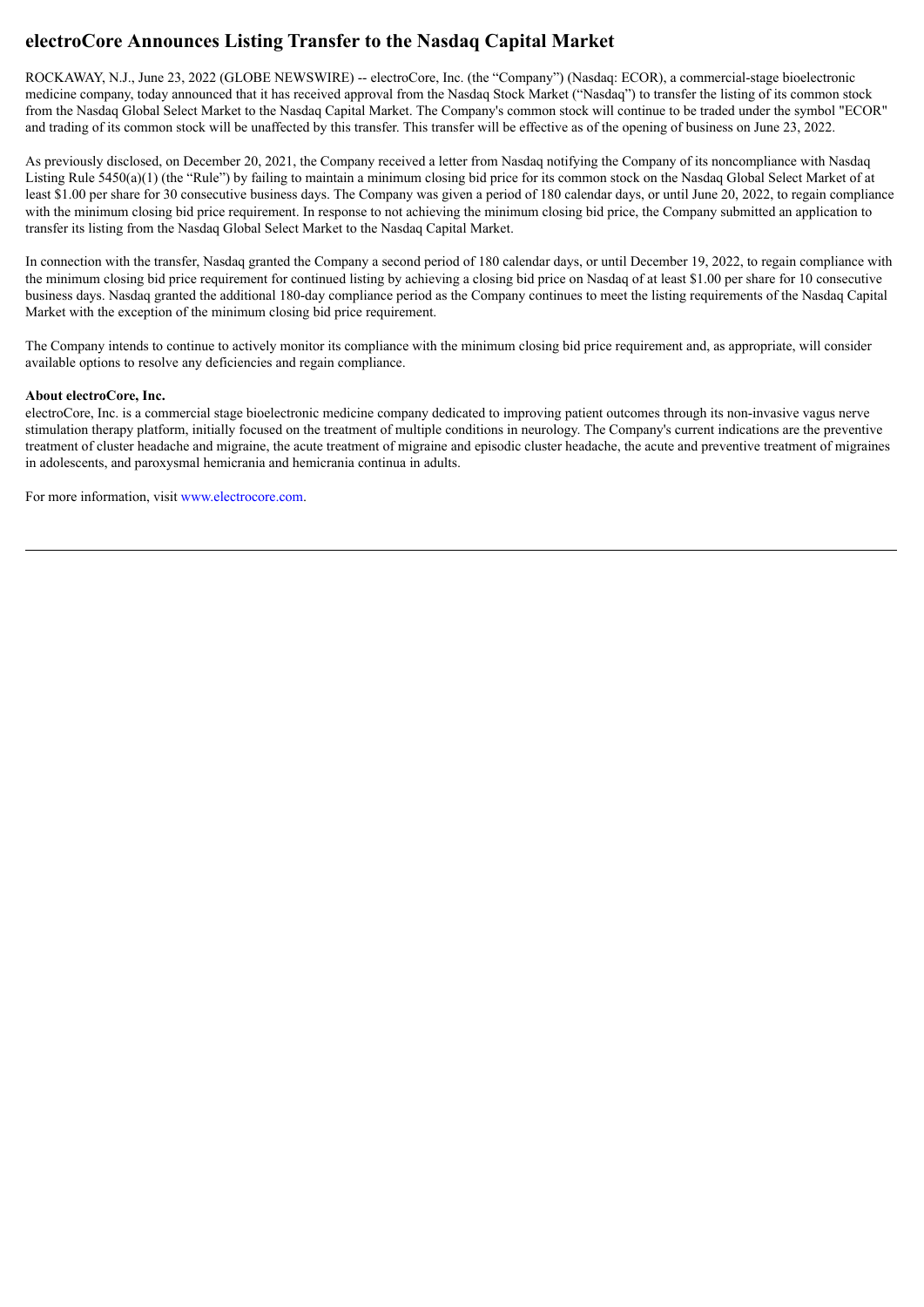# electroCore Announces Listing Transfer to the Nasdaq Capital Market

ROCKAWAY, N.J., June 23, 2022 (GLOBE NEWSWIRE) -- electroCore, Inc. (the "Company") (Nasdaq: ECOR), a commercial-stage bioelectronic medicine company, today announced that it has received approval from the Nasdaq Stock Market ("Nasdaq") to transfer the listing of its common stock from the Nasdaq Global Select Market to the Nasdaq Capital Market. The Company's common stock will continue to be traded under the symbol "ECOR" and trading of its common stock will be unaffected by this transfer. This transfer will be effective as of the opening of business on June 23, 2022.

As previously disclosed, on December 20, 2021, the Company received a letter from Nasdaq notifying the Company of its noncompliance with Nasdaq Listing Rule 5450(a)(1) (the "Rule") by failing to maintain a minimum closing bid price for its common stock on the Nasdaq Global Select Market of at least $1.00 per share for 30 consecutive business days. The Company was given a period of 180 calendar days, or until June 20, 2022, to regain compliance with the minimum closing bid price requirement. In response to not achieving the minimum closing bid price, the Company submitted an application to transfer its listing from the Nasdaq Global Select Market to the Nasdaq Capital Market.

In connection with the transfer, Nasdaq granted the Company a second period of 180 calendar days, or until December 19, 2022, to regain compliance with the minimum closing bid price requirement for continued listing by achieving a closing bid price on Nasdaq of at least $1.00 per share for 10 consecutive business days. Nasdaq granted the additional 180-day compliance period as the Company continues to meet the listing requirements of the Nasdaq Capital Market with the exception of the minimum closing bid price requirement.

The Company intends to continue to actively monitor its compliance with the minimum closing bid price requirement and, as appropriate, will consider available options to resolve any deficiencies and regain compliance.

**About electroCore, Inc.**

electroCore, Inc. is a commercial stage bioelectronic medicine company dedicated to improving patient outcomes through its non-invasive vagus nerve stimulation therapy platform, initially focused on the treatment of multiple conditions in neurology. The Company's current indications are the preventive treatment of cluster headache and migraine, the acute treatment of migraine and episodic cluster headache, the acute and preventive treatment of migraines in adolescents, and paroxysmal hemicrania and hemicrania continua in adults.

For more information, visit www.electrocore.com.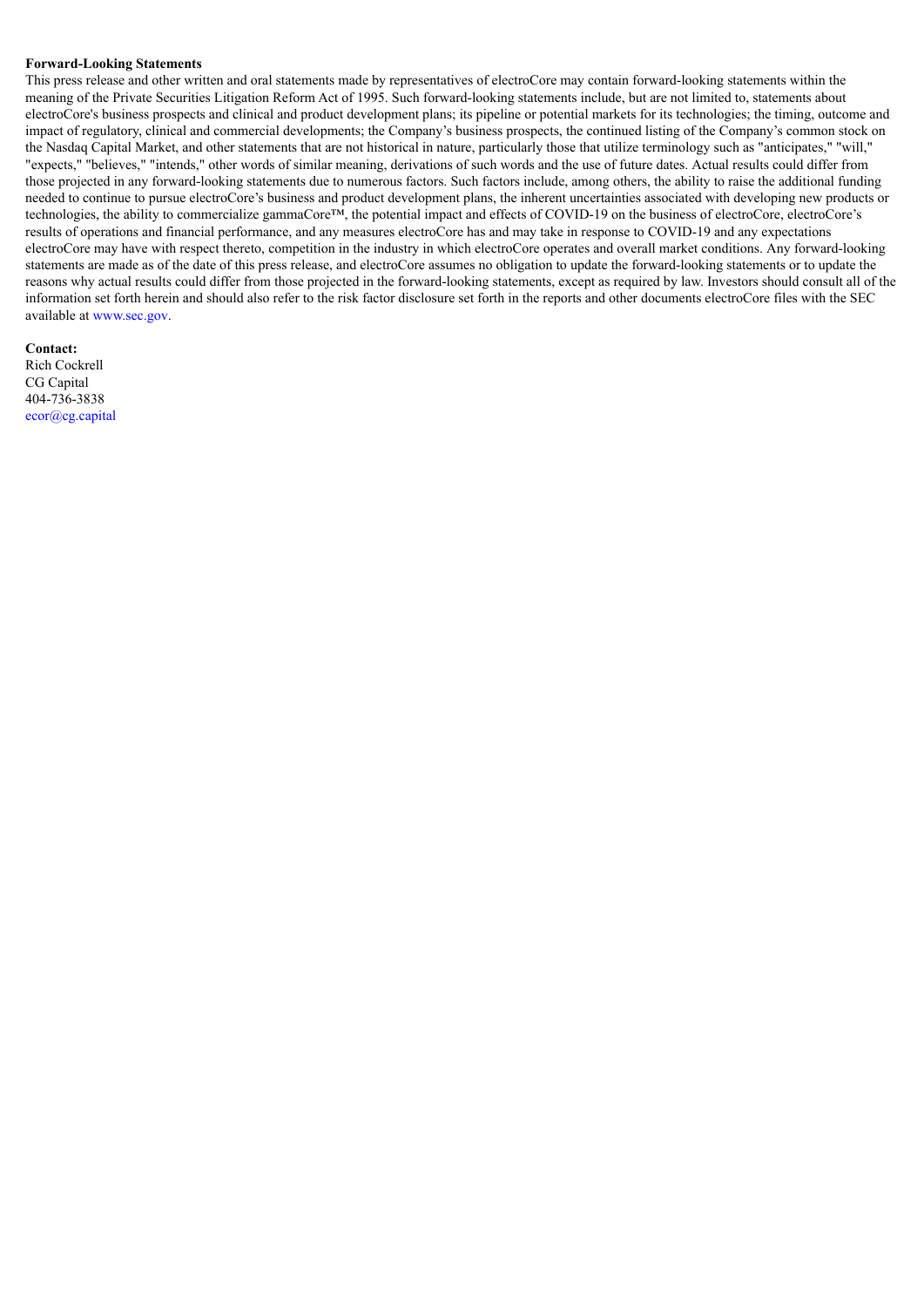**Forward-Looking Statements**

This press release and other written and oral statements made by representatives of electroCore may contain forward-looking statements within the meaning of the Private Securities Litigation Reform Act of 1995. Such forward-looking statements include, but are not limited to, statements about electroCore's business prospects and clinical and product development plans; its pipeline or potential markets for its technologies; the timing, outcome and impact of regulatory, clinical and commercial developments; the Company's business prospects, the continued listing of the Company's common stock on the Nasdaq Capital Market, and other statements that are not historical in nature, particularly those that utilize terminology such as "anticipates," "will," "expects," "believes," "intends," other words of similar meaning, derivations of such words and the use of future dates. Actual results could differ from those projected in any forward-looking statements due to numerous factors. Such factors include, among others, the ability to raise the additional funding needed to continue to pursue electroCore's business and product development plans, the inherent uncertainties associated with developing new products or technologies, the ability to commercialize gammaCore™, the potential impact and effects of COVID-19 on the business of electroCore, electroCore's results of operations and financial performance, and any measures electroCore has and may take in response to COVID-19 and any expectations electroCore may have with respect thereto, competition in the industry in which electroCore operates and overall market conditions. Any forward-looking statements are made as of the date of this press release, and electroCore assumes no obligation to update the forward-looking statements or to update the reasons why actual results could differ from those projected in the forward-looking statements, except as required by law. Investors should consult all of the information set forth herein and should also refer to the risk factor disclosure set forth in the reports and other documents electroCore files with the SEC available at www.sec.gov.

**Contact:**
Rich Cockrell
CG Capital
404-736-3838
ecor@cg.capital